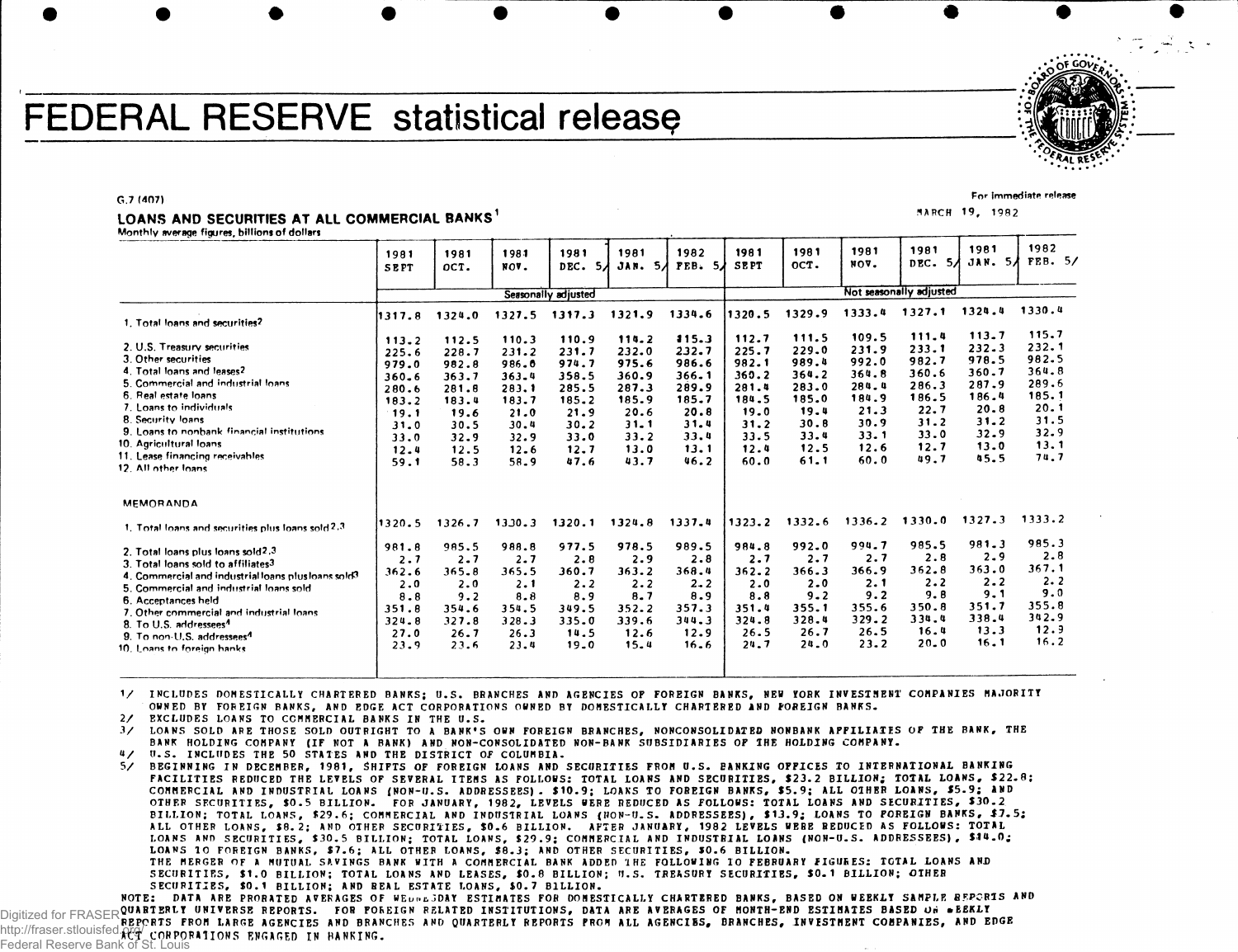# FEDERAL RESERVE statistical release

G.7 (407)

For immediate release

MARCH 19, 1982

## LOANS AND SECURITIES AT ALL COMMERCIAL BANKS[1]

Monthly average figures, billions of dollars

| | 1981 SEPT | 1981 OCT. | 1981 NOV. | 1981 DEC. 5/ | 1981 JAN. 5/ | 1982 FEB. 5/ | 1981 SEPT | 1981 OCT. | 1981 NOV. | 1981 DEC. 5/ | 1981 JAN. 5/ | 1982 FEB. 5/ |
|---|---|---|---|---|---|---|---|---|---|---|---|---|
| | Seasonally adjusted | | | | | | Not seasonally adjusted | | | | | |
| 1. Total loans and securities[2] | 1317.8 | 1324.0 | 1327.5 | 1317.3 | 1321.9 | 1334.6 | 1320.5 | 1329.9 | 1333.4 | 1327.1 | 1324.4 | 1330.4 |
| 2. U.S. Treasury securities | 113.2 | 112.5 | 110.3 | 110.9 | 114.2 | 115.3 | 112.7 | 111.5 | 109.5 | 111.4 | 113.7 | 115.7 |
| 3. Other securities | 225.6 | 228.7 | 231.2 | 231.7 | 232.0 | 232.7 | 225.7 | 229.0 | 231.9 | 233.1 | 232.3 | 232.1 |
| 4. Total loans and leases[2] | 979.0 | 982.8 | 986.0 | 974.7 | 975.6 | 986.6 | 982.1 | 989.4 | 992.0 | 982.7 | 978.5 | 982.5 |
| 5. Commercial and industrial loans | 360.6 | 363.7 | 363.4 | 358.5 | 360.9 | 366.1 | 360.2 | 364.2 | 364.8 | 360.6 | 360.7 | 364.8 |
| 6. Real estate loans | 280.6 | 281.8 | 283.1 | 285.5 | 287.3 | 289.9 | 281.4 | 283.0 | 284.4 | 286.3 | 287.9 | 289.6 |
| 7. Loans to individuals | 183.2 | 183.4 | 183.7 | 185.2 | 185.9 | 185.7 | 184.5 | 185.0 | 184.9 | 186.5 | 186.4 | 185.1 |
| 8. Security loans | 19.1 | 19.6 | 21.0 | 21.9 | 20.6 | 20.8 | 19.0 | 19.4 | 21.3 | 22.7 | 20.8 | 20.1 |
| 9. Loans to nonbank financial institutions | 31.0 | 30.5 | 30.4 | 30.2 | 31.1 | 31.4 | 31.2 | 30.8 | 30.9 | 31.2 | 31.2 | 31.5 |
| 10. Agricultural loans | 33.0 | 32.9 | 32.9 | 33.0 | 33.2 | 33.4 | 33.5 | 33.4 | 33.1 | 33.0 | 32.9 | 32.9 |
| 11. Lease financing receivables | 12.4 | 12.5 | 12.6 | 12.7 | 13.0 | 13.1 | 12.4 | 12.5 | 12.6 | 12.7 | 13.0 | 13.1 |
| 12. All other loans | 59.1 | 58.3 | 58.9 | 47.6 | 43.7 | 46.2 | 60.0 | 61.1 | 60.0 | 49.7 | 45.5 | 74.7 |
| **MEMORANDA** | | | | | | | | | | | | |
| 1. Total loans and securities plus loans sold[2,3] | 1320.5 | 1326.7 | 1330.3 | 1320.1 | 1324.8 | 1337.4 | 1323.2 | 1332.6 | 1336.2 | 1330.0 | 1327.3 | 1333.2 |
| 2. Total loans plus loans sold[2,3] | 981.8 | 985.5 | 988.8 | 977.5 | 978.5 | 989.5 | 984.8 | 992.0 | 994.7 | 985.5 | 981.3 | 985.3 |
| 3. Total loans sold to affiliates[3] | 2.7 | 2.7 | 2.7 | 2.8 | 2.9 | 2.8 | 2.7 | 2.7 | 2.7 | 2.8 | 2.9 | 2.8 |
| 4. Commercial and industrial loans plus loans sold[3] | 362.6 | 365.8 | 365.5 | 360.7 | 363.2 | 368.4 | 362.2 | 366.3 | 366.9 | 362.8 | 363.0 | 367.1 |
| 5. Commercial and industrial loans sold | 2.0 | 2.0 | 2.1 | 2.2 | 2.2 | 2.2 | 2.0 | 2.0 | 2.1 | 2.2 | 2.2 | 2.2 |
| 6. Acceptances held | 8.8 | 9.2 | 8.8 | 8.9 | 8.7 | 8.9 | 8.8 | 9.2 | 9.2 | 9.8 | 9.1 | 9.0 |
| 7. Other commercial and industrial loans | 351.8 | 354.6 | 354.5 | 349.5 | 352.2 | 357.3 | 351.4 | 355.1 | 355.6 | 350.8 | 351.7 | 355.8 |
| 8. To U.S. addressees[4] | 324.8 | 327.8 | 328.3 | 335.0 | 339.6 | 344.3 | 324.8 | 328.4 | 329.2 | 334.4 | 338.4 | 342.9 |
| 9. To non-U.S. addressees[4] | 27.0 | 26.7 | 26.3 | 14.5 | 12.6 | 12.9 | 26.5 | 26.7 | 26.5 | 16.4 | 13.3 | 12.9 |
| 10. Loans to foreign banks | 23.9 | 23.6 | 23.4 | 19.0 | 15.4 | 16.6 | 24.7 | 24.0 | 23.2 | 20.0 | 16.1 | 16.2 |

1/ INCLUDES DOMESTICALLY CHARTERED BANKS; U.S. BRANCHES AND AGENCIES OF FOREIGN BANKS, NEW YORK INVESTMENT COMPANIES MAJORITY OWNED BY FOREIGN BANKS, AND EDGE ACT CORPORATIONS OWNED BY DOMESTICALLY CHARTERED AND FOREIGN BANKS.

2/ EXCLUDES LOANS TO COMMERCIAL BANKS IN THE U.S.

3/ LOANS SOLD ARE THOSE SOLD OUTRIGHT TO A BANK'S OWN FOREIGN BRANCHES, NONCONSOLIDATED NONBANK AFFILIATES OF THE BANK, THE BANK HOLDING COMPANY (IF NOT A BANK) AND NON-CONSOLIDATED NON-BANK SUBSIDIARIES OF THE HOLDING COMPANY.

4/ U.S. INCLUDES THE 50 STATES AND THE DISTRICT OF COLUMBIA.

5/ BEGINNING IN DECEMBER, 1981, SHIFTS OF FOREIGN LOANS AND SECURITIES FROM U.S. BANKING OFFICES TO INTERNATIONAL BANKING FACILITIES REDUCED THE LEVELS OF SEVERAL ITEMS AS FOLLOWS: TOTAL LOANS AND SECURITIES, $23.2 BILLION; TOTAL LOANS, $22.8; COMMERCIAL AND INDUSTRIAL LOANS (NON-U.S. ADDRESSEES), $10.9; LOANS TO FOREIGN BANKS, $5.9; ALL OTHER LOANS, $5.9; AND OTHER SECURITIES, $0.5 BILLION. FOR JANUARY, 1982, LEVELS WERE REDUCED AS FOLLOWS: TOTAL LOANS AND SECURITIES, $30.2 BILLION; TOTAL LOANS, $29.6; COMMERCIAL AND INDUSTRIAL LOANS (NON-U.S. ADDRESSEES), $13.9; LOANS TO FOREIGN BANKS, $7.5; ALL OTHER LOANS, $8.2; AND OTHER SECURITIES, $0.6 BILLION. AFTER JANUARY, 1982 LEVELS WERE REDUCED AS FOLLOWS: TOTAL LOANS AND SECURITIES, $30.5 BILLION; TOTAL LOANS, $29.9; COMMERCIAL AND INDUSTRIAL LOANS (NON-U.S. ADDRESSEES), $14.0; LOANS TO FOREIGN BANKS, $7.6; ALL OTHER LOANS, $8.3; AND OTHER SECURITIES, $0.6 BILLION. THE MERGER OF A MUTUAL SAVINGS BANK WITH A COMMERCIAL BANK ADDED THE FOLLOWING TO FEBRUARY FIGURES: TOTAL LOANS AND SECURITIES, $1.0 BILLION; TOTAL LOANS AND LEASES, $0.8 BILLION; U.S. TREASURY SECURITIES, $0.1 BILLION; OTHER SECURITIES, $0.1 BILLION; AND REAL ESTATE LOANS, $0.7 BILLION.

NOTE: DATA ARE PRORATED AVERAGES OF WEDNESDAY ESTIMATES FOR DOMESTICALLY CHARTERED BANKS, BASED ON WEEKLY SAMPLE REPORTS AND QUARTERLY UNIVERSE REPORTS. FOR FOREIGN RELATED INSTITUTIONS, DATA ARE AVERAGES OF MONTH-END ESTIMATES BASED ON WEEKLY REPORTS FROM LARGE AGENCIES AND BRANCHES AND QUARTERLY REPORTS FROM ALL AGENCIES, BRANCHES, INVESTMENT COMPANIES, AND EDGE ACT CORPORATIONS ENGAGED IN BANKING.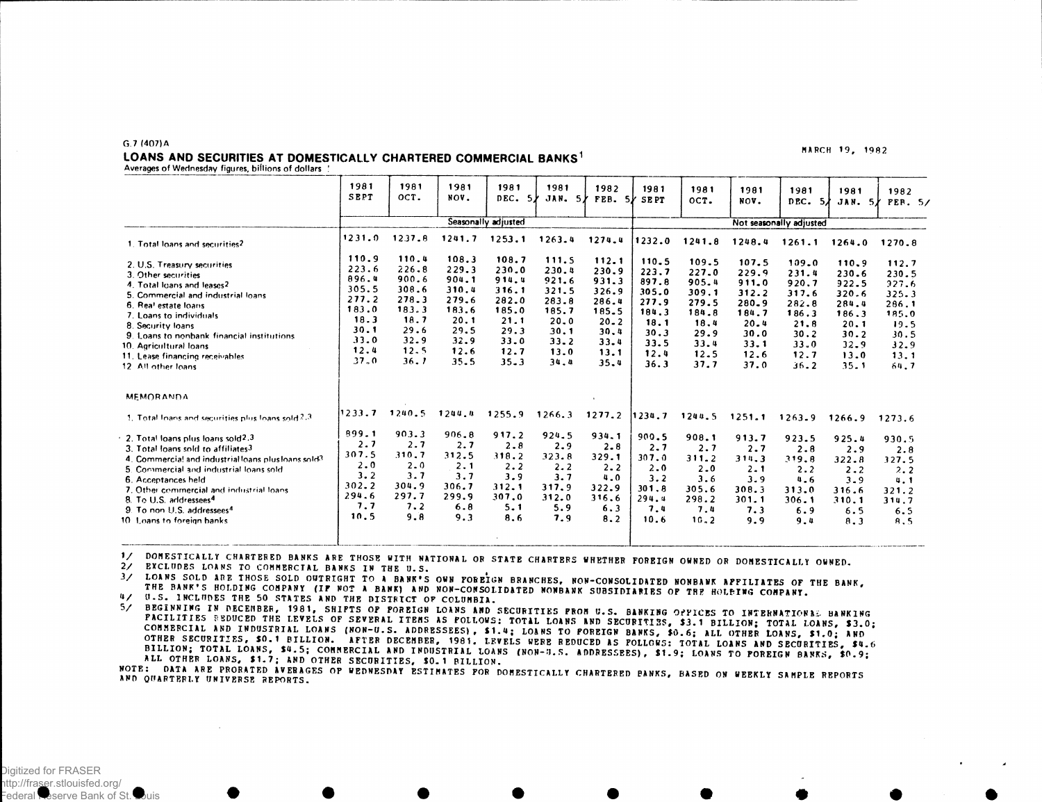G.7 (407)A

MARCH 19, 1982

# LOANS AND SECURITIES AT DOMESTICALLY CHARTERED COMMERCIAL BANKS[1]

Averages of Wednesday figures, billions of dollars

| | 1981 SEPT | 1981 OCT. | 1981 NOV. | 1981 DEC. 5/ | 1982 JAN. 5/ | 1982 FEB. 5/ | 1981 SEPT | 1981 OCT. | 1981 NOV. | 1981 DEC. 5/ | 1982 JAN. 5/ | 1982 FEB. 5/ |
|---|---|---|---|---|---|---|---|---|---|---|---|---|
| | Seasonally adjusted | | | | | | Not seasonally adjusted | | | | | |
| 1. Total loans and securities[2] | 1231.0 | 1237.8 | 1241.7 | 1253.1 | 1263.4 | 1274.4 | 1232.0 | 1241.8 | 1248.4 | 1261.1 | 1264.0 | 1270.8 |
| 2. U.S. Treasury securities | 110.9 | 110.4 | 108.3 | 108.7 | 111.5 | 112.1 | 110.5 | 109.5 | 107.5 | 109.0 | 110.9 | 112.7 |
| 3. Other securities | 223.6 | 226.8 | 229.3 | 230.0 | 230.4 | 230.9 | 223.7 | 227.0 | 229.9 | 231.4 | 230.6 | 230.5 |
| 4. Total loans and leases[2] | 896.4 | 900.6 | 904.1 | 914.4 | 921.6 | 931.3 | 897.8 | 905.4 | 911.0 | 920.7 | 922.5 | 927.6 |
| 5. Commercial and industrial loans | 305.5 | 308.6 | 310.4 | 316.1 | 321.5 | 326.9 | 305.0 | 309.1 | 312.2 | 317.6 | 320.6 | 325.3 |
| 6. Real estate loans | 277.2 | 278.3 | 279.6 | 282.0 | 283.8 | 286.4 | 277.9 | 279.5 | 280.9 | 282.8 | 284.4 | 286.1 |
| 7. Loans to individuals | 183.0 | 183.3 | 183.6 | 185.0 | 185.7 | 185.5 | 184.3 | 184.8 | 184.7 | 186.3 | 186.3 | 185.0 |
| 8. Security loans | 18.3 | 18.7 | 20.1 | 21.1 | 20.0 | 20.2 | 18.1 | 18.4 | 20.4 | 21.8 | 20.1 | 19.5 |
| 9. Loans to nonbank financial institutions | 30.1 | 29.6 | 29.5 | 29.3 | 30.1 | 30.4 | 30.3 | 29.9 | 30.0 | 30.2 | 30.2 | 30.5 |
| 10. Agricultural loans | 33.0 | 32.9 | 32.9 | 33.0 | 33.2 | 33.4 | 33.5 | 33.4 | 33.1 | 33.0 | 32.9 | 32.9 |
| 11. Lease financing receivables | 12.4 | 12.5 | 12.6 | 12.7 | 13.0 | 13.1 | 12.4 | 12.5 | 12.6 | 12.7 | 13.0 | 13.1 |
| 12. All other loans | 37.0 | 36.7 | 35.5 | 35.3 | 34.4 | 35.4 | 36.3 | 37.7 | 37.0 | 36.2 | 35.1 | 34.7 |
| MEMORANDA | | | | | | | | | | | | |
| 1. Total loans and securities plus loans sold[2,3] | 1233.7 | 1240.5 | 1244.4 | 1255.9 | 1266.3 | 1277.2 | 1234.7 | 1244.5 | 1251.1 | 1263.9 | 1266.9 | 1273.6 |
| 2. Total loans plus loans sold[2,3] | 899.1 | 903.3 | 906.8 | 917.2 | 924.5 | 934.1 | 900.5 | 908.1 | 913.7 | 923.5 | 925.4 | 930.5 |
| 3. Total loans sold to affiliates[3] | 2.7 | 2.7 | 2.7 | 2.8 | 2.9 | 2.8 | 2.7 | 2.7 | 2.7 | 2.8 | 2.9 | 2.8 |
| 4. Commercial and industrial loans plus loans sold[3] | 307.5 | 310.7 | 312.5 | 318.2 | 323.8 | 329.1 | 307.0 | 311.2 | 314.3 | 319.8 | 322.8 | 327.5 |
| 5. Commercial and industrial loans sold | 2.0 | 2.0 | 2.1 | 2.2 | 2.2 | 2.2 | 2.0 | 2.0 | 2.1 | 2.2 | 2.2 | 2.2 |
| 6. Acceptances held | 3.2 | 3.7 | 3.7 | 3.9 | 3.7 | 4.0 | 3.2 | 3.6 | 3.9 | 4.6 | 3.9 | 4.1 |
| 7. Other commercial and industrial loans | 302.2 | 304.9 | 306.7 | 312.1 | 317.9 | 322.9 | 301.8 | 305.6 | 308.3 | 313.0 | 316.6 | 321.2 |
| 8. To U.S. addressees[4] | 294.6 | 297.7 | 299.9 | 307.0 | 312.0 | 316.6 | 294.4 | 298.2 | 301.1 | 306.1 | 310.1 | 314.7 |
| 9. To non U.S. addressees[4] | 7.7 | 7.2 | 6.8 | 5.1 | 5.9 | 6.3 | 7.4 | 7.4 | 7.3 | 6.9 | 6.5 | 6.5 |
| 10. Loans to foreign banks | 10.5 | 9.8 | 9.3 | 8.6 | 7.9 | 8.2 | 10.6 | 10.2 | 9.9 | 9.4 | 8.3 | 8.5 |

1/ DOMESTICALLY CHARTERED BANKS ARE THOSE WITH NATIONAL OR STATE CHARTERS WHETHER FOREIGN OWNED OR DOMESTICALLY OWNED.

2/ EXCLUDES LOANS TO COMMERCIAL BANKS IN THE U.S.

3/ LOANS SOLD ARE THOSE SOLD OUTRIGHT TO A BANK'S OWN FOREIGN BRANCHES, NON-CONSOLIDATED NONBANK AFFILIATES OF THE BANK, THE BANK'S HOLDING COMPANY (IF NOT A BANK) AND NON-CONSOLIDATED NONBANK SUBSIDIARIES OF THE HOLDING COMPANY.

4/ U.S. INCLUDES THE 50 STATES AND THE DISTRICT OF COLUMBIA.

5/ BEGINNING IN DECEMBER, 1981, SHIFTS OF FOREIGN LOANS AND SECURITIES FROM U.S. BANKING OFFICES TO INTERNATIONAL BANKING FACILITIES REDUCED THE LEVELS OF SEVERAL ITEMS AS FOLLOWS: TOTAL LOANS AND SECURITIES, $3.1 BILLION; TOTAL LOANS, $3.0; COMMERCIAL AND INDUSTRIAL LOANS (NON-U.S. ADDRESSEES), $1.4; LOANS TO FOREIGN BANKS, $0.6; ALL OTHER LOANS, $1.0; AND OTHER SECURITIES, $0.1 BILLION. AFTER DECEMBER, 1981, LEVELS WERE REDUCED AS FOLLOWS: TOTAL LOANS AND SECURITIES, $4.6 BILLION; TOTAL LOANS, $4.5; COMMERCIAL AND INDUSTRIAL LOANS (NON-U.S. ADDRESSEES), $1.9; LOANS TO FOREIGN BANKS, $0.9; ALL OTHER LOANS, $1.7; AND OTHER SECURITIES, $0.1 BILLION.

NOTE: DATA ARE PRORATED AVERAGES OF WEDNESDAY ESTIMATES FOR DOMESTICALLY CHARTERED BANKS, BASED ON WEEKLY SAMPLE REPORTS AND QUARTERLY UNIVERSE REPORTS.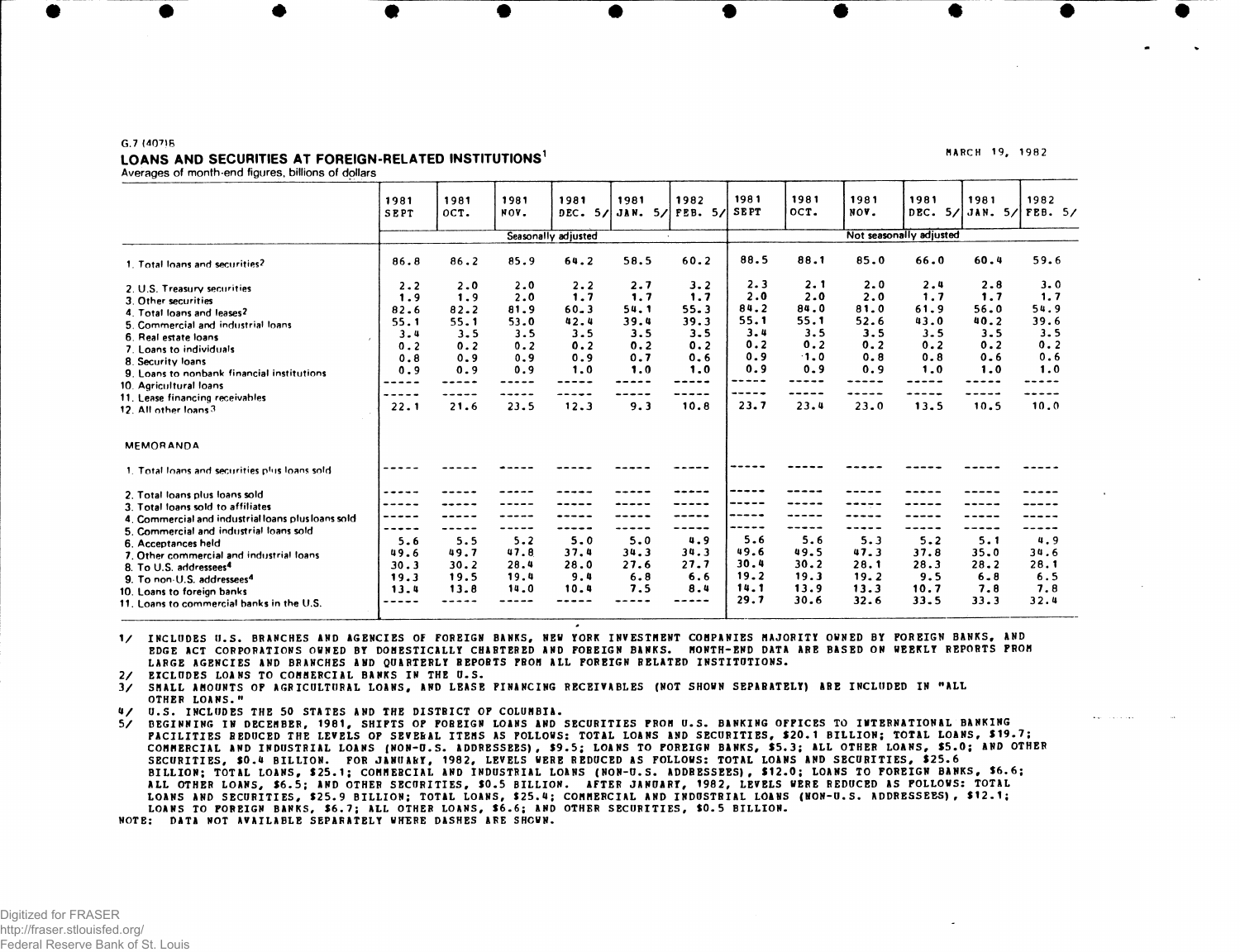G.7 (407)B

MARCH 19, 1982

## LOANS AND SECURITIES AT FOREIGN-RELATED INSTITUTIONS[1]

Averages of month-end figures, billions of dollars

| | 1981 SEPT | 1981 OCT. | 1981 NOV. | 1981 DEC. 5/ | 1981 JAN. 5/ | 1982 FEB. 5/ | 1981 SEPT | 1981 OCT. | 1981 NOV. | 1981 DEC. 5/ | 1981 JAN. 5/ | 1982 FEB. 5/ |
|---|---|---|---|---|---|---|---|---|---|---|---|---|
| | Seasonally adjusted | | | | | | Not seasonally adjusted | | | | | |
| 1. Total loans and securities[2] | 86.8 | 86.2 | 85.9 | 64.2 | 58.5 | 60.2 | 88.5 | 88.1 | 85.0 | 66.0 | 60.4 | 59.6 |
| 2. U.S. Treasury securities | 2.2 | 2.0 | 2.0 | 2.2 | 2.7 | 3.2 | 2.3 | 2.1 | 2.0 | 2.4 | 2.8 | 3.0 |
| 3. Other securities | 1.9 | 1.9 | 2.0 | 1.7 | 1.7 | 1.7 | 2.0 | 2.0 | 2.0 | 1.7 | 1.7 | 1.7 |
| 4. Total loans and leases[2] | 82.6 | 82.2 | 81.9 | 60.3 | 54.1 | 55.3 | 84.2 | 84.0 | 81.0 | 61.9 | 56.0 | 54.9 |
| 5. Commercial and industrial loans | 55.1 | 55.1 | 53.0 | 42.4 | 39.4 | 39.3 | 55.1 | 55.1 | 52.6 | 43.0 | 40.2 | 39.6 |
| 6. Real estate loans | 3.4 | 3.5 | 3.5 | 3.5 | 3.5 | 3.5 | 3.4 | 3.5 | 3.5 | 3.5 | 3.5 | 3.5 |
| 7. Loans to individuals | 0.2 | 0.2 | 0.2 | 0.2 | 0.2 | 0.2 | 0.2 | 0.2 | 0.2 | 0.2 | 0.2 | 0.2 |
| 8. Security loans | 0.8 | 0.9 | 0.9 | 0.9 | 0.7 | 0.6 | 0.9 | 1.0 | 0.8 | 0.8 | 0.6 | 0.6 |
| 9. Loans to nonbank financial institutions | 0.9 | 0.9 | 0.9 | 1.0 | 1.0 | 1.0 | 0.9 | 0.9 | 0.9 | 1.0 | 1.0 | 1.0 |
| 10. Agricultural loans | ----- | ----- | ----- | ----- | ----- | ----- | ----- | ----- | ----- | ----- | ----- | ----- |
| 11. Lease financing receivables | ----- | ----- | ----- | ----- | ----- | ----- | ----- | ----- | ----- | ----- | ----- | ----- |
| 12. All other loans[3] | 22.1 | 21.6 | 23.5 | 12.3 | 9.3 | 10.8 | 23.7 | 23.4 | 23.0 | 13.5 | 10.5 | 10.0 |
| **MEMORANDA** | | | | | | | | | | | | |
| 1. Total loans and securities plus loans sold | ----- | ----- | ----- | ----- | ----- | ----- | ----- | ----- | ----- | ----- | ----- | ----- |
| 2. Total loans plus loans sold | ----- | ----- | ----- | ----- | ----- | ----- | ----- | ----- | ----- | ----- | ----- | ----- |
| 3. Total loans sold to affiliates | ----- | ----- | ----- | ----- | ----- | ----- | ----- | ----- | ----- | ----- | ----- | ----- |
| 4. Commercial and industrial loans plus loans sold | ----- | ----- | ----- | ----- | ----- | ----- | ----- | ----- | ----- | ----- | ----- | ----- |
| 5. Commercial and industrial loans sold | ----- | ----- | ----- | ----- | ----- | ----- | ----- | ----- | ----- | ----- | ----- | ----- |
| 6. Acceptances held | 5.6 | 5.5 | 5.2 | 5.0 | 5.0 | 4.9 | 5.6 | 5.6 | 5.3 | 5.2 | 5.1 | 4.9 |
| 7. Other commercial and industrial loans | 49.6 | 49.7 | 47.8 | 37.4 | 34.3 | 34.3 | 49.6 | 49.5 | 47.3 | 37.8 | 35.0 | 34.6 |
| 8. To U.S. addressees[4] | 30.3 | 30.2 | 28.4 | 28.0 | 27.6 | 27.7 | 30.4 | 30.2 | 28.1 | 28.3 | 28.2 | 28.1 |
| 9. To non-U.S. addressees[4] | 19.3 | 19.5 | 19.4 | 9.4 | 6.8 | 6.6 | 19.2 | 19.3 | 19.2 | 9.5 | 6.8 | 6.5 |
| 10. Loans to foreign banks | 13.4 | 13.8 | 14.0 | 10.4 | 7.5 | 8.4 | 14.1 | 13.9 | 13.3 | 10.7 | 7.8 | 7.8 |
| 11. Loans to commercial banks in the U.S. | ----- | ----- | ----- | ----- | ----- | ----- | 29.7 | 30.6 | 32.6 | 33.5 | 33.3 | 32.4 |

1/ INCLUDES U.S. BRANCHES AND AGENCIES OF FOREIGN BANKS, NEW YORK INVESTMENT COMPANIES MAJORITY OWNED BY FOREIGN BANKS, AND EDGE ACT CORPORATIONS OWNED BY DOMESTICALLY CHARTERED AND FOREIGN BANKS. MONTH-END DATA ARE BASED ON WEEKLY REPORTS FROM LARGE AGENCIES AND BRANCHES AND QUARTERLY REPORTS FROM ALL FOREIGN RELATED INSTITUTIONS.

2/ EXCLUDES LOANS TO COMMERCIAL BANKS IN THE U.S.

3/ SMALL AMOUNTS OF AGRICULTURAL LOANS, AND LEASE FINANCING RECEIVABLES (NOT SHOWN SEPARATELY) ARE INCLUDED IN "ALL OTHER LOANS."

4/ U.S. INCLUDES THE 50 STATES AND THE DISTRICT OF COLUMBIA.

5/ BEGINNING IN DECEMBER, 1981, SHIFTS OF FOREIGN LOANS AND SECURITIES FROM U.S. BANKING OFFICES TO INTERNATIONAL BANKING FACILITIES REDUCED THE LEVELS OF SEVERAL ITEMS AS FOLLOWS: TOTAL LOANS AND SECURITIES, $20.1 BILLION; TOTAL LOANS, $19.7; COMMERCIAL AND INDUSTRIAL LOANS (NON-U.S. ADDRESSEES), $9.5; LOANS TO FOREIGN BANKS, $5.3; ALL OTHER LOANS, $5.0; AND OTHER SECURITIES, $0.4 BILLION. FOR JANUARY, 1982, LEVELS WERE REDUCED AS FOLLOWS: TOTAL LOANS AND SECURITIES, $25.6 BILLION; TOTAL LOANS, $25.1; COMMERCIAL AND INDUSTRIAL LOANS (NON-U.S. ADDRESSEES), $12.0; LOANS TO FOREIGN BANKS, $6.6; ALL OTHER LOANS, $6.5; AND OTHER SECURITIES, $0.5 BILLION. AFTER JANUARY, 1982, LEVELS WERE REDUCED AS FOLLOWS: TOTAL LOANS AND SECURITIES, $25.9 BILLION; TOTAL LOANS, $25.4; COMMERCIAL AND INDUSTRIAL LOANS (NON-U.S. ADDRESSEES), $12.1; LOANS TO FOREIGN BANKS, $6.7; ALL OTHER LOANS, $6.6; AND OTHER SECURITIES, $0.5 BILLION.

NOTE: DATA NOT AVAILABLE SEPARATELY WHERE DASHES ARE SHOWN.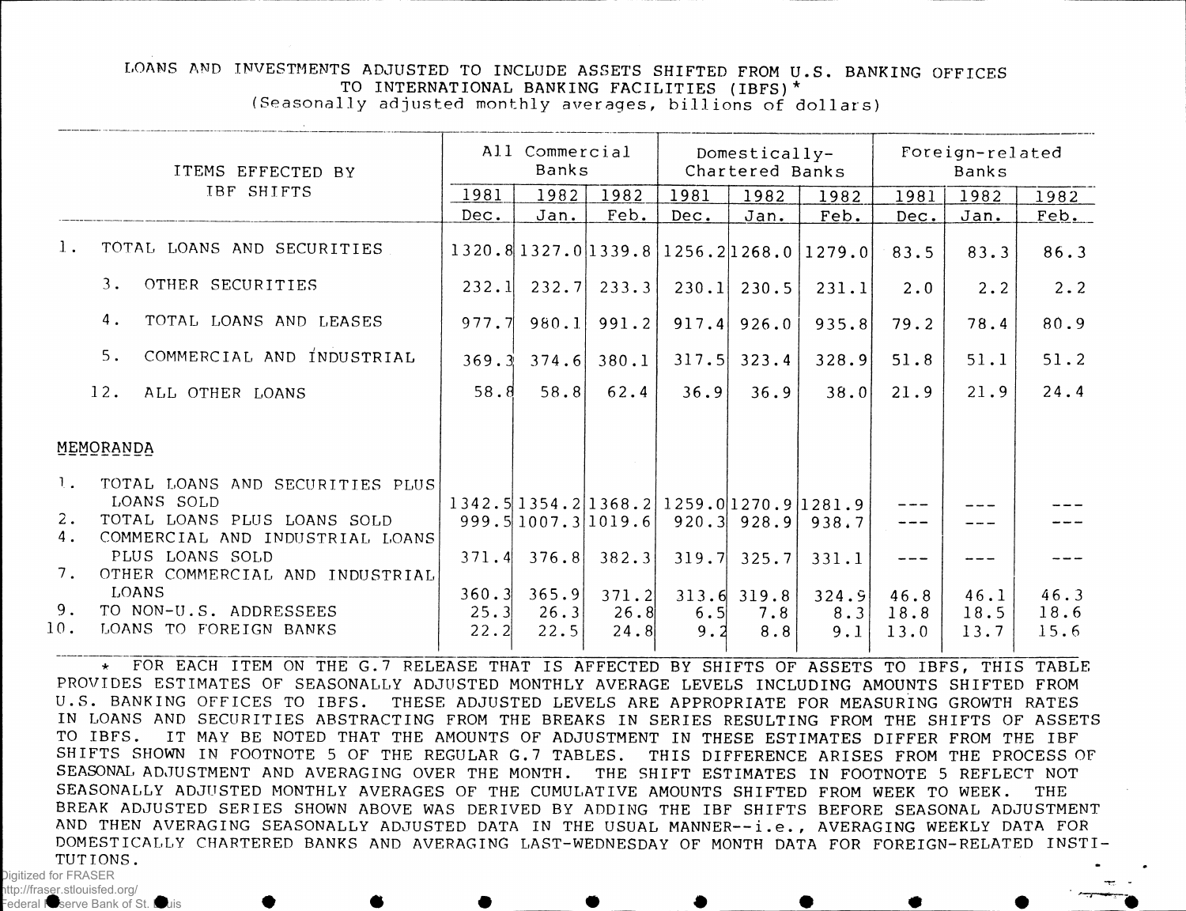LOANS AND INVESTMENTS ADJUSTED TO INCLUDE ASSETS SHIFTED FROM U.S. BANKING OFFICES TO INTERNATIONAL BANKING FACILITIES (IBFS)*
(Seasonally adjusted monthly averages, billions of dollars)

| ITEMS EFFECTED BY IBF SHIFTS | All Commercial Banks | | | Domestically-Chartered Banks | | | Foreign-related Banks | | |
|---|---|---|---|---|---|---|---|---|---|
| | 1981 Dec. | 1982 Jan. | 1982 Feb. | 1981 Dec. | 1982 Jan. | 1982 Feb. | 1981 Dec. | 1982 Jan. | 1982 Feb. |
| 1. TOTAL LOANS AND SECURITIES | 1320.8 | 1327.0 | 1339.8 | 1256.2 | 1268.0 | 1279.0 | 83.5 | 83.3 | 86.3 |
| 3. OTHER SECURITIES | 232.1 | 232.7 | 233.3 | 230.1 | 230.5 | 231.1 | 2.0 | 2.2 | 2.2 |
| 4. TOTAL LOANS AND LEASES | 977.7 | 980.1 | 991.2 | 917.4 | 926.0 | 935.8 | 79.2 | 78.4 | 80.9 |
| 5. COMMERCIAL AND INDUSTRIAL | 369.3 | 374.6 | 380.1 | 317.5 | 323.4 | 328.9 | 51.8 | 51.1 | 51.2 |
| 12. ALL OTHER LOANS | 58.8 | 58.8 | 62.4 | 36.9 | 36.9 | 38.0 | 21.9 | 21.9 | 24.4 |
| MEMORANDA | | | | | | | | | |
| 1. TOTAL LOANS AND SECURITIES PLUS LOANS SOLD | 1342.5 | 1354.2 | 1368.2 | 1259.0 | 1270.9 | 1281.9 | --- | --- | --- |
| 2. TOTAL LOANS PLUS LOANS SOLD | 999.5 | 1007.3 | 1019.6 | 920.3 | 928.9 | 938.7 | --- | --- | --- |
| 4. COMMERCIAL AND INDUSTRIAL LOANS PLUS LOANS SOLD | 371.4 | 376.8 | 382.3 | 319.7 | 325.7 | 331.1 | --- | --- | --- |
| 7. OTHER COMMERCIAL AND INDUSTRIAL LOANS | 360.3 | 365.9 | 371.2 | 313.6 | 319.8 | 324.9 | 46.8 | 46.1 | 46.3 |
| 9. TO NON-U.S. ADDRESSEES | 25.3 | 26.3 | 26.8 | 6.5 | 7.8 | 8.3 | 18.8 | 18.5 | 18.6 |
| 10. LOANS TO FOREIGN BANKS | 22.2 | 22.5 | 24.8 | 9.2 | 8.8 | 9.1 | 13.0 | 13.7 | 15.6 |

* FOR EACH ITEM ON THE G.7 RELEASE THAT IS AFFECTED BY SHIFTS OF ASSETS TO IBFS, THIS TABLE PROVIDES ESTIMATES OF SEASONALLY ADJUSTED MONTHLY AVERAGE LEVELS INCLUDING AMOUNTS SHIFTED FROM U.S. BANKING OFFICES TO IBFS. THESE ADJUSTED LEVELS ARE APPROPRIATE FOR MEASURING GROWTH RATES IN LOANS AND SECURITIES ABSTRACTING FROM THE BREAKS IN SERIES RESULTING FROM THE SHIFTS OF ASSETS TO IBFS. IT MAY BE NOTED THAT THE AMOUNTS OF ADJUSTMENT IN THESE ESTIMATES DIFFER FROM THE IBF SHIFTS SHOWN IN FOOTNOTE 5 OF THE REGULAR G.7 TABLES. THIS DIFFERENCE ARISES FROM THE PROCESS OF SEASONAL ADJUSTMENT AND AVERAGING OVER THE MONTH. THE SHIFT ESTIMATES IN FOOTNOTE 5 REFLECT NOT SEASONALLY ADJUSTED MONTHLY AVERAGES OF THE CUMULATIVE AMOUNTS SHIFTED FROM WEEK TO WEEK. THE BREAK ADJUSTED SERIES SHOWN ABOVE WAS DERIVED BY ADDING THE IBF SHIFTS BEFORE SEASONAL ADJUSTMENT AND THEN AVERAGING SEASONALLY ADJUSTED DATA IN THE USUAL MANNER--i.e., AVERAGING WEEKLY DATA FOR DOMESTICALLY CHARTERED BANKS AND AVERAGING LAST-WEDNESDAY OF MONTH DATA FOR FOREIGN-RELATED INSTITUTIONS.